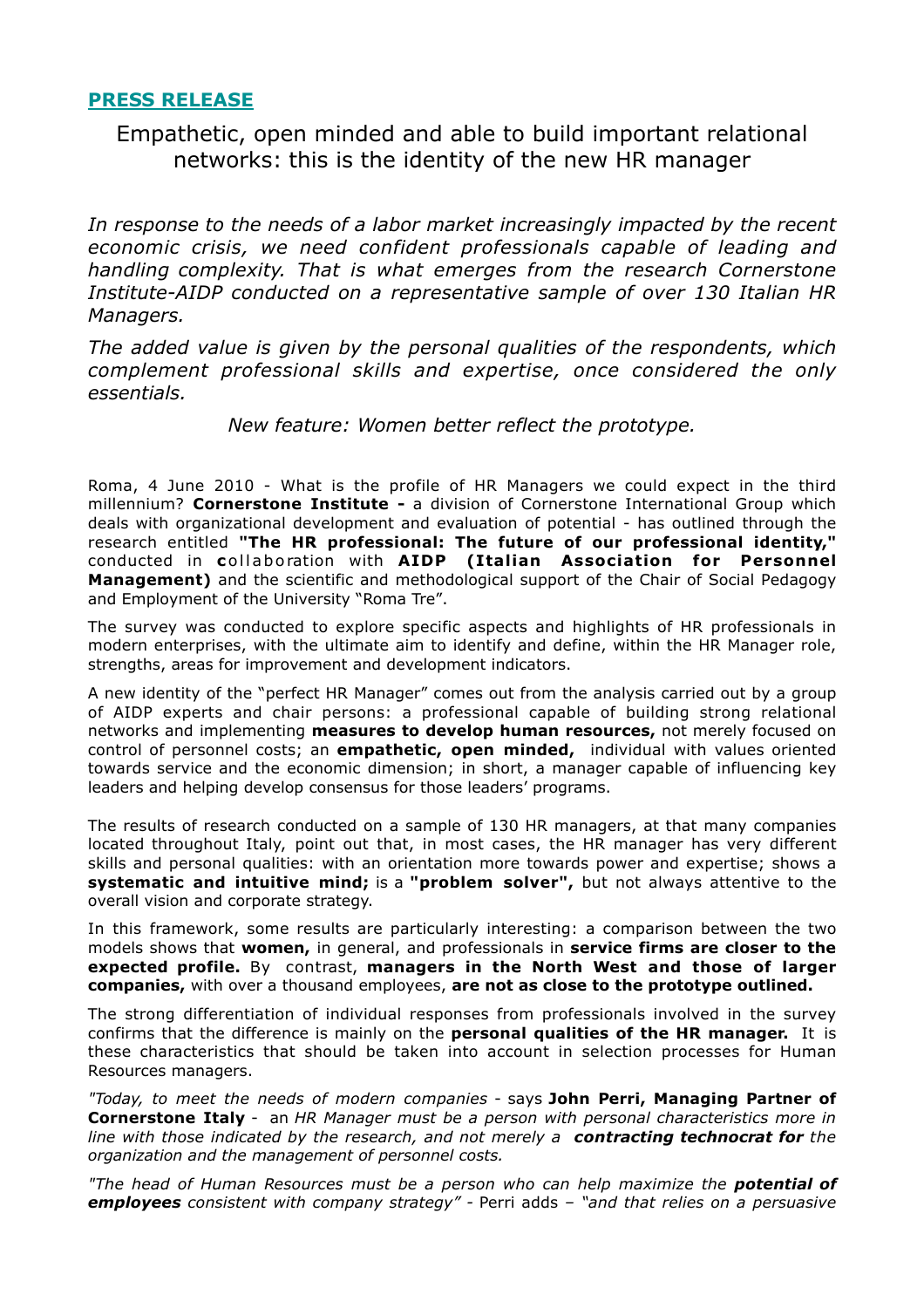**PRESS RELEASE**

# Empathetic, open minded and able to build important relational networks: this is the identity of the new HR manager

*In response to the needs of a labor market increasingly impacted by the recent economic crisis, we need confident professionals capable of leading and handling complexity. That is what emerges from the research Cornerstone Institute-AIDP conducted on a representative sample of over 130 Italian HR Managers.*

*The added value is given by the personal qualities of the respondents, which complement professional skills and expertise, once considered the only essentials.*

*New feature: Women better reflect the prototype.*

Roma, 4 June 2010 - What is the profile of HR Managers we could expect in the third millennium? **Cornerstone Institute -** a division of Cornerstone International Group which deals with organizational development and evaluation of potential - has outlined through the research entitled **"The HR professional: The future of our professional identity,"** conducted in **c**ollaboration with **AIDP (Italian Association for Personnel Management)** and the scientific and methodological support of the Chair of Social Pedagogy and Employment of the University "Roma Tre".

The survey was conducted to explore specific aspects and highlights of HR professionals in modern enterprises, with the ultimate aim to identify and define, within the HR Manager role, strengths, areas for improvement and development indicators.

A new identity of the "perfect HR Manager" comes out from the analysis carried out by a group of AIDP experts and chair persons: a professional capable of building strong relational networks and implementing **measures to develop human resources,** not merely focused on control of personnel costs; an **empathetic, open minded,** individual with values oriented towards service and the economic dimension; in short, a manager capable of influencing key leaders and helping develop consensus for those leaders' programs.

The results of research conducted on a sample of 130 HR managers, at that many companies located throughout Italy, point out that, in most cases, the HR manager has very different skills and personal qualities: with an orientation more towards power and expertise; shows a **systematic and intuitive mind;** is a **"problem solver",** but not always attentive to the overall vision and corporate strategy.

In this framework, some results are particularly interesting: a comparison between the two models shows that **women,** in general, and professionals in **service firms are closer to the expected profile.** By contrast, **managers in the North West and those of larger companies,** with over a thousand employees, **are not as close to the prototype outlined.**

The strong differentiation of individual responses from professionals involved in the survey confirms that the difference is mainly on the **personal qualities of the HR manager.** It is these characteristics that should be taken into account in selection processes for Human Resources managers.

*"Today, to meet the needs of modern companies* - says **John Perri, Managing Partner of Cornerstone Italy** - an *HR Manager must be a person with personal characteristics more in line with those indicated by the research, and not merely a* ***contracting technocrat for*** *the organization and the management of personnel costs.*

*"The head of Human Resources must be a person who can help maximize the* ***potential of employees*** *consistent with company strategy"* - Perri adds – *"and that relies on a persuasive*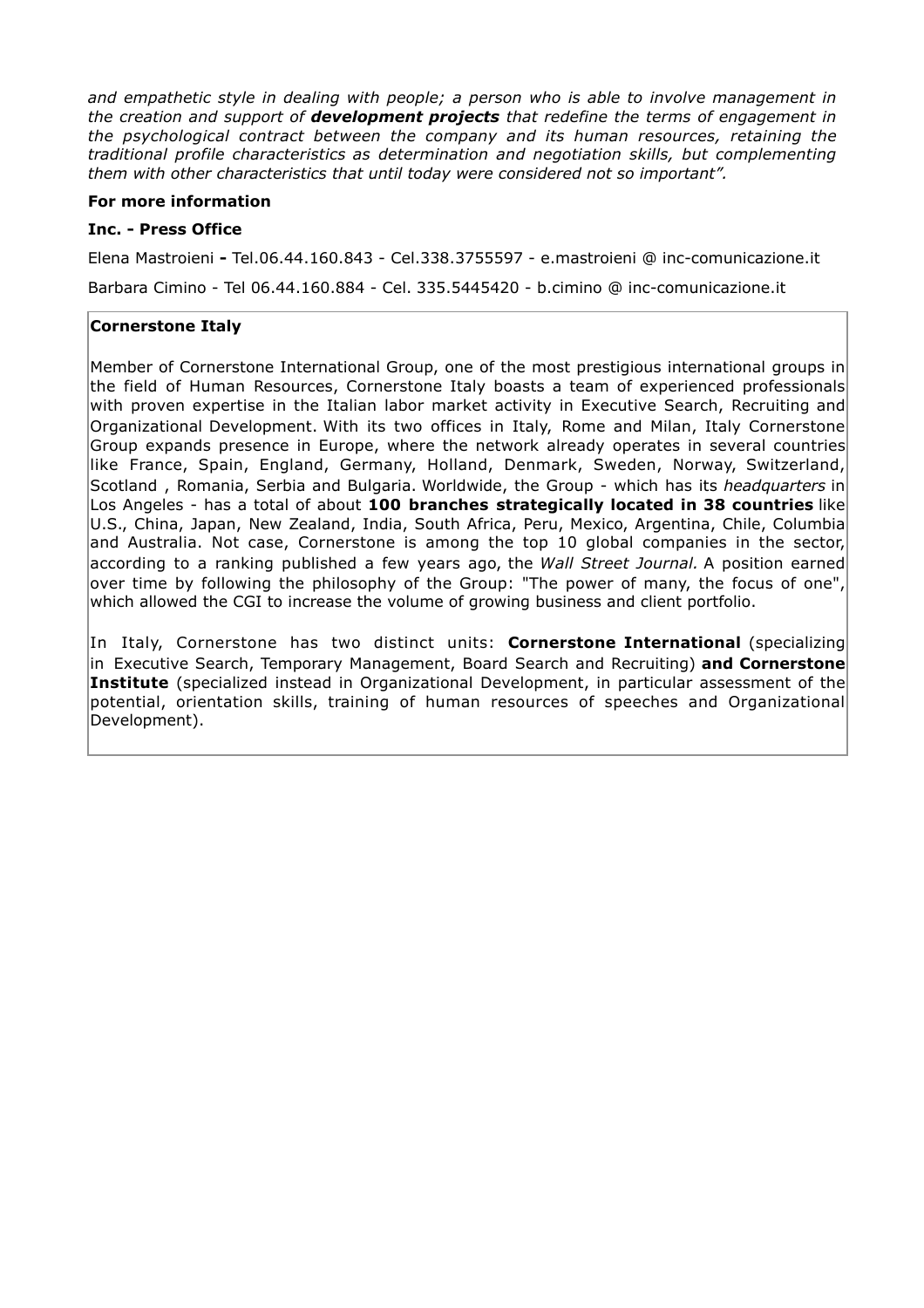*and empathetic style in dealing with people; a person who is able to involve management in the creation and support of **development projects** that redefine the terms of engagement in the psychological contract between the company and its human resources, retaining the traditional profile characteristics as determination and negotiation skills, but complementing them with other characteristics that until today were considered not so important".*

**For more information**

**Inc. - Press Office**

Elena Mastroieni **-** Tel.06.44.160.843 - Cel.338.3755597 - e.mastroieni @ inc-comunicazione.it

Barbara Cimino - Tel 06.44.160.884 - Cel. 335.5445420 - b.cimino @ inc-comunicazione.it

**Cornerstone Italy**

Member of Cornerstone International Group, one of the most prestigious international groups in the field of Human Resources, Cornerstone Italy boasts a team of experienced professionals with proven expertise in the Italian labor market activity in Executive Search, Recruiting and Organizational Development. With its two offices in Italy, Rome and Milan, Italy Cornerstone Group expands presence in Europe, where the network already operates in several countries like France, Spain, England, Germany, Holland, Denmark, Sweden, Norway, Switzerland, Scotland , Romania, Serbia and Bulgaria. Worldwide, the Group - which has its *headquarters* in Los Angeles - has a total of about **100 branches strategically located in 38 countries** like U.S., China, Japan, New Zealand, India, South Africa, Peru, Mexico, Argentina, Chile, Columbia and Australia. Not case, Cornerstone is among the top 10 global companies in the sector, according to a ranking published a few years ago, the *Wall Street Journal.* A position earned over time by following the philosophy of the Group: "The power of many, the focus of one", which allowed the CGI to increase the volume of growing business and client portfolio.

In Italy, Cornerstone has two distinct units: **Cornerstone International** (specializing in Executive Search, Temporary Management, Board Search and Recruiting) **and Cornerstone Institute** (specialized instead in Organizational Development, in particular assessment of the potential, orientation skills, training of human resources of speeches and Organizational Development).